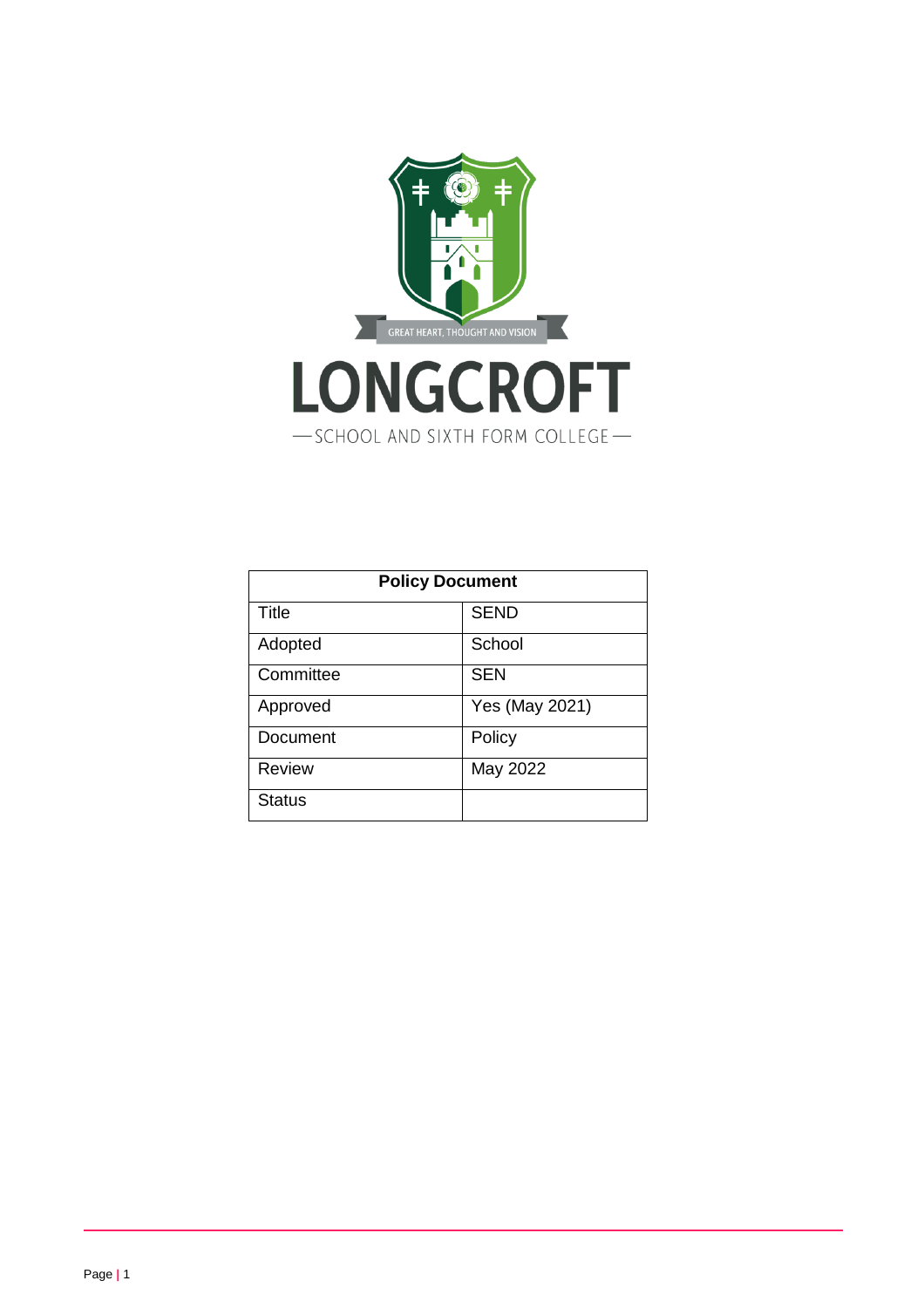GREAT HEART, THOUGHT AND VISION

# LONGCROFT

SCHOOL AND SIXTH FORM COLLEGE

| Policy Document | |
|---|---|
| Title | SEND |
| Adopted | School |
| Committee | SEN |
| Approved | Yes (May 2021) |
| Document | Policy |
| Review | May 2022 |
| Status | |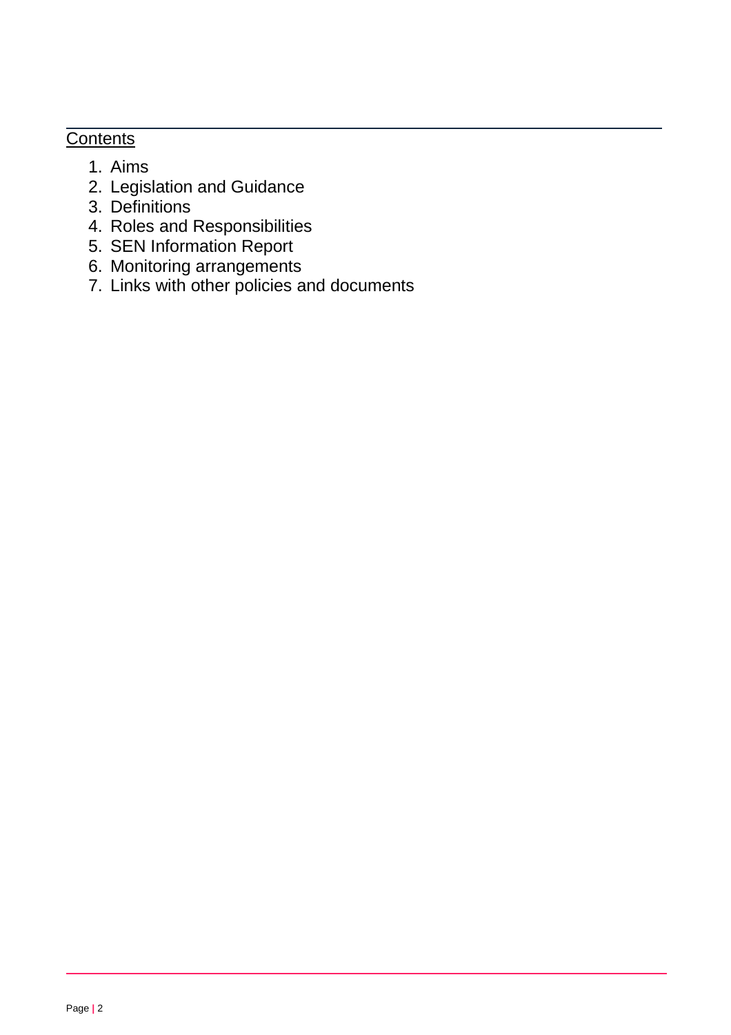## Contents

1. Aims
2. Legislation and Guidance
3. Definitions
4. Roles and Responsibilities
5. SEN Information Report
6. Monitoring arrangements
7. Links with other policies and documents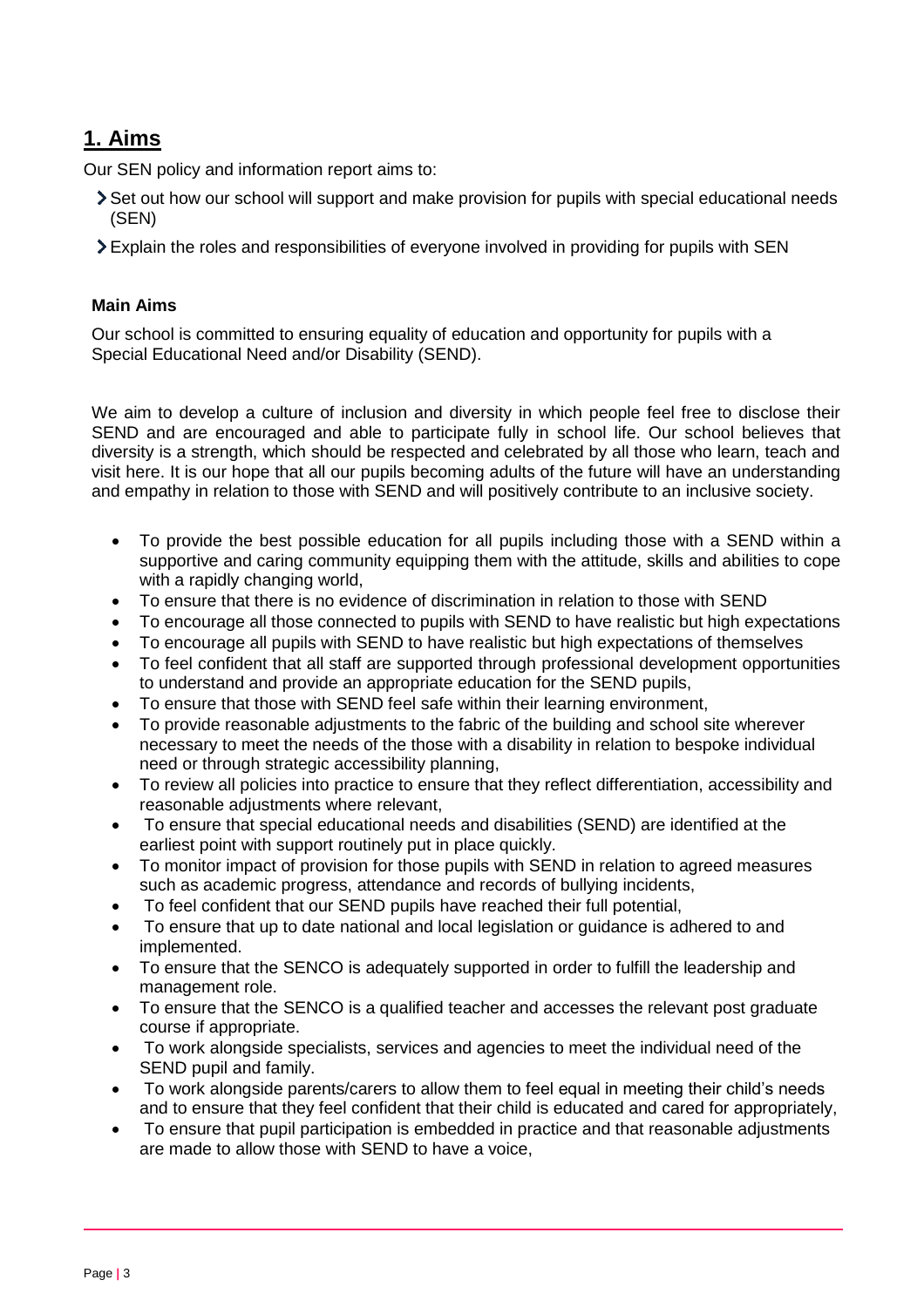## 1. Aims

Our SEN policy and information report aims to:

- Set out how our school will support and make provision for pupils with special educational needs (SEN)
- Explain the roles and responsibilities of everyone involved in providing for pupils with SEN

**Main Aims**

Our school is committed to ensuring equality of education and opportunity for pupils with a Special Educational Need and/or Disability (SEND).

We aim to develop a culture of inclusion and diversity in which people feel free to disclose their SEND and are encouraged and able to participate fully in school life. Our school believes that diversity is a strength, which should be respected and celebrated by all those who learn, teach and visit here. It is our hope that all our pupils becoming adults of the future will have an understanding and empathy in relation to those with SEND and will positively contribute to an inclusive society.

- To provide the best possible education for all pupils including those with a SEND within a supportive and caring community equipping them with the attitude, skills and abilities to cope with a rapidly changing world,
- To ensure that there is no evidence of discrimination in relation to those with SEND
- To encourage all those connected to pupils with SEND to have realistic but high expectations
- To encourage all pupils with SEND to have realistic but high expectations of themselves
- To feel confident that all staff are supported through professional development opportunities to understand and provide an appropriate education for the SEND pupils,
- To ensure that those with SEND feel safe within their learning environment,
- To provide reasonable adjustments to the fabric of the building and school site wherever necessary to meet the needs of the those with a disability in relation to bespoke individual need or through strategic accessibility planning,
- To review all policies into practice to ensure that they reflect differentiation, accessibility and reasonable adjustments where relevant,
- To ensure that special educational needs and disabilities (SEND) are identified at the earliest point with support routinely put in place quickly.
- To monitor impact of provision for those pupils with SEND in relation to agreed measures such as academic progress, attendance and records of bullying incidents,
- To feel confident that our SEND pupils have reached their full potential,
- To ensure that up to date national and local legislation or guidance is adhered to and implemented.
- To ensure that the SENCO is adequately supported in order to fulfill the leadership and management role.
- To ensure that the SENCO is a qualified teacher and accesses the relevant post graduate course if appropriate.
- To work alongside specialists, services and agencies to meet the individual need of the SEND pupil and family.
- To work alongside parents/carers to allow them to feel equal in meeting their child's needs and to ensure that they feel confident that their child is educated and cared for appropriately,
- To ensure that pupil participation is embedded in practice and that reasonable adjustments are made to allow those with SEND to have a voice,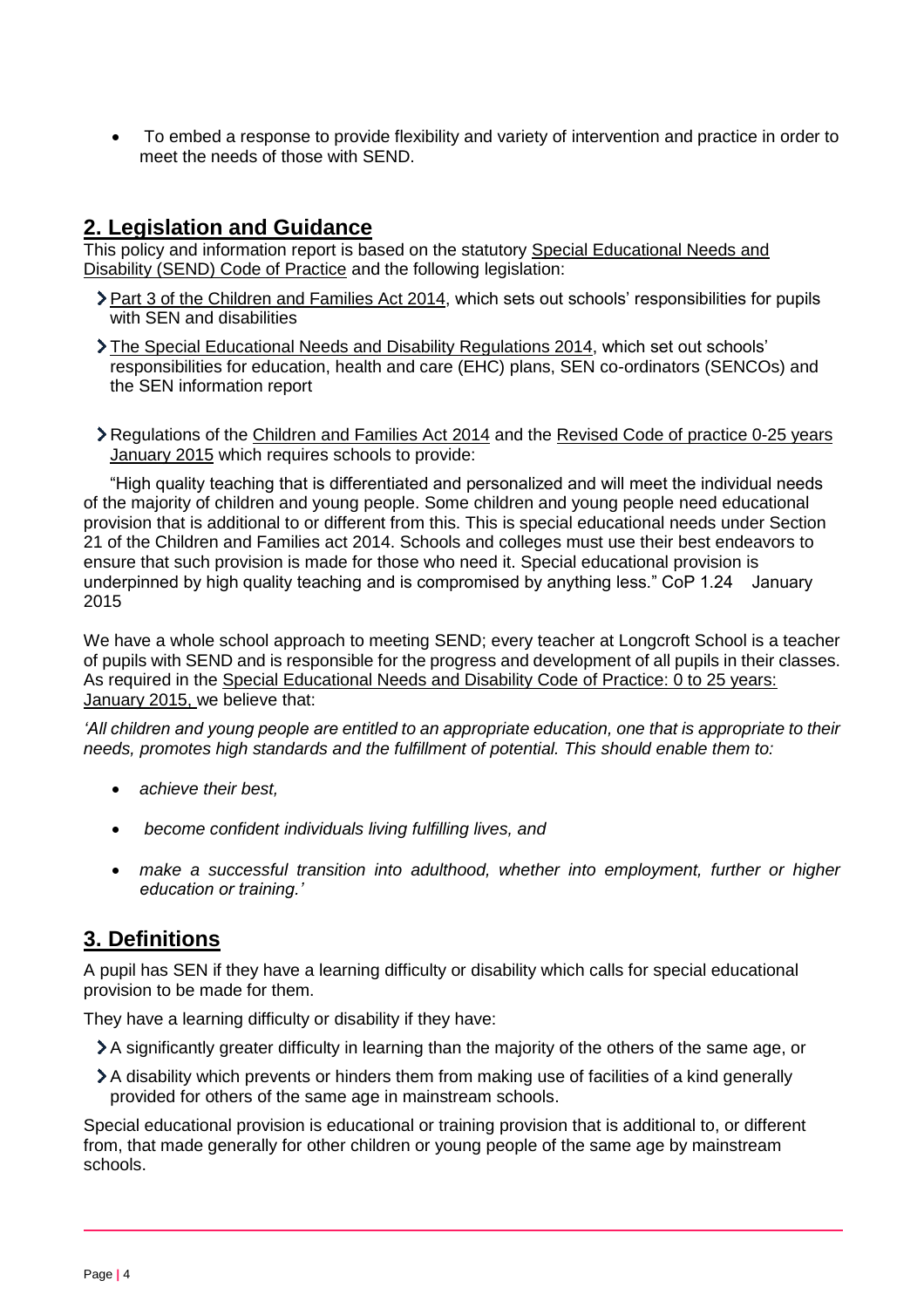- To embed a response to provide flexibility and variety of intervention and practice in order to meet the needs of those with SEND.

## 2. Legislation and Guidance

This policy and information report is based on the statutory Special Educational Needs and Disability (SEND) Code of Practice and the following legislation:

- Part 3 of the Children and Families Act 2014, which sets out schools' responsibilities for pupils with SEN and disabilities
- The Special Educational Needs and Disability Regulations 2014, which set out schools' responsibilities for education, health and care (EHC) plans, SEN co-ordinators (SENCOs) and the SEN information report
- Regulations of the Children and Families Act 2014 and the Revised Code of practice 0-25 years January 2015 which requires schools to provide:

"High quality teaching that is differentiated and personalized and will meet the individual needs of the majority of children and young people. Some children and young people need educational provision that is additional to or different from this. This is special educational needs under Section 21 of the Children and Families act 2014. Schools and colleges must use their best endeavors to ensure that such provision is made for those who need it. Special educational provision is underpinned by high quality teaching and is compromised by anything less." CoP 1.24 January 2015

We have a whole school approach to meeting SEND; every teacher at Longcroft School is a teacher of pupils with SEND and is responsible for the progress and development of all pupils in their classes. As required in the Special Educational Needs and Disability Code of Practice: 0 to 25 years: January 2015, we believe that:

*'All children and young people are entitled to an appropriate education, one that is appropriate to their needs, promotes high standards and the fulfillment of potential. This should enable them to:*

- *achieve their best,*
- *become confident individuals living fulfilling lives, and*
- *make a successful transition into adulthood, whether into employment, further or higher education or training.'*

## 3. Definitions

A pupil has SEN if they have a learning difficulty or disability which calls for special educational provision to be made for them.

They have a learning difficulty or disability if they have:

- A significantly greater difficulty in learning than the majority of the others of the same age, or
- A disability which prevents or hinders them from making use of facilities of a kind generally provided for others of the same age in mainstream schools.

Special educational provision is educational or training provision that is additional to, or different from, that made generally for other children or young people of the same age by mainstream schools.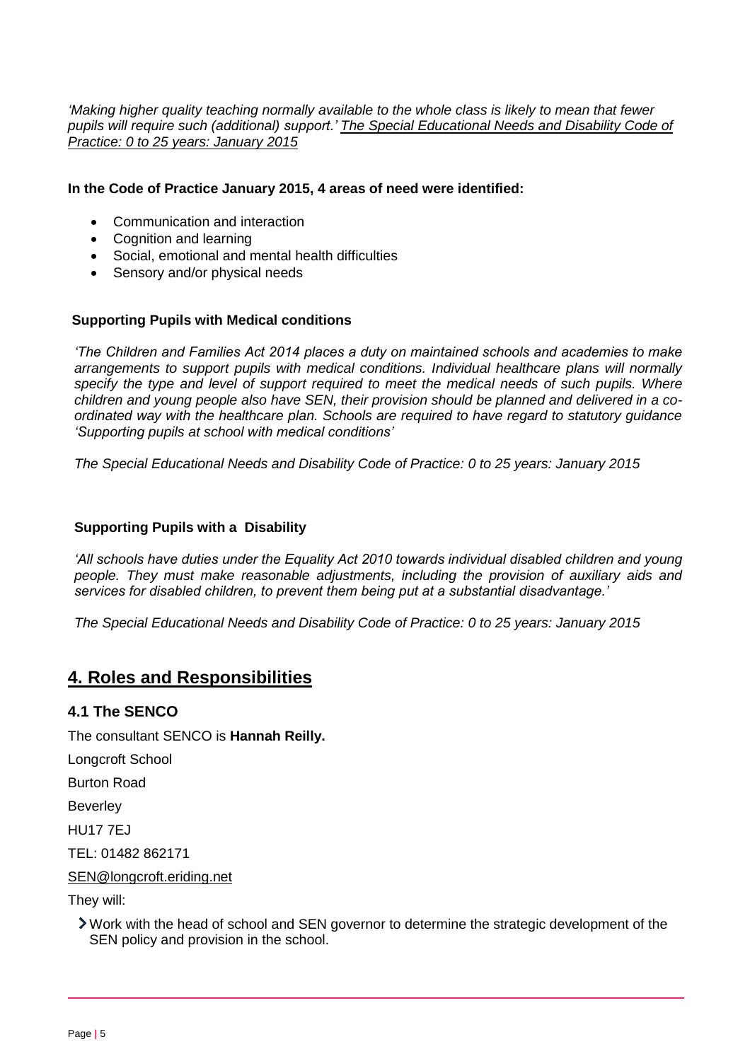*'Making higher quality teaching normally available to the whole class is likely to mean that fewer pupils will require such (additional) support.' The Special Educational Needs and Disability Code of Practice: 0 to 25 years: January 2015*

**In the Code of Practice January 2015, 4 areas of need were identified:**

- Communication and interaction
- Cognition and learning
- Social, emotional and mental health difficulties
- Sensory and/or physical needs

**Supporting Pupils with Medical conditions**

*'The Children and Families Act 2014 places a duty on maintained schools and academies to make arrangements to support pupils with medical conditions. Individual healthcare plans will normally specify the type and level of support required to meet the medical needs of such pupils. Where children and young people also have SEN, their provision should be planned and delivered in a co-ordinated way with the healthcare plan. Schools are required to have regard to statutory guidance 'Supporting pupils at school with medical conditions'*

*The Special Educational Needs and Disability Code of Practice: 0 to 25 years: January 2015*

**Supporting Pupils with a Disability**

*'All schools have duties under the Equality Act 2010 towards individual disabled children and young people. They must make reasonable adjustments, including the provision of auxiliary aids and services for disabled children, to prevent them being put at a substantial disadvantage.'*

*The Special Educational Needs and Disability Code of Practice: 0 to 25 years: January 2015*

## 4. Roles and Responsibilities

### 4.1 The SENCO

The consultant SENCO is **Hannah Reilly.**

Longcroft School

Burton Road

Beverley

HU17 7EJ

TEL: 01482 862171

SEN@longcroft.eriding.net

They will:

- Work with the head of school and SEN governor to determine the strategic development of the SEN policy and provision in the school.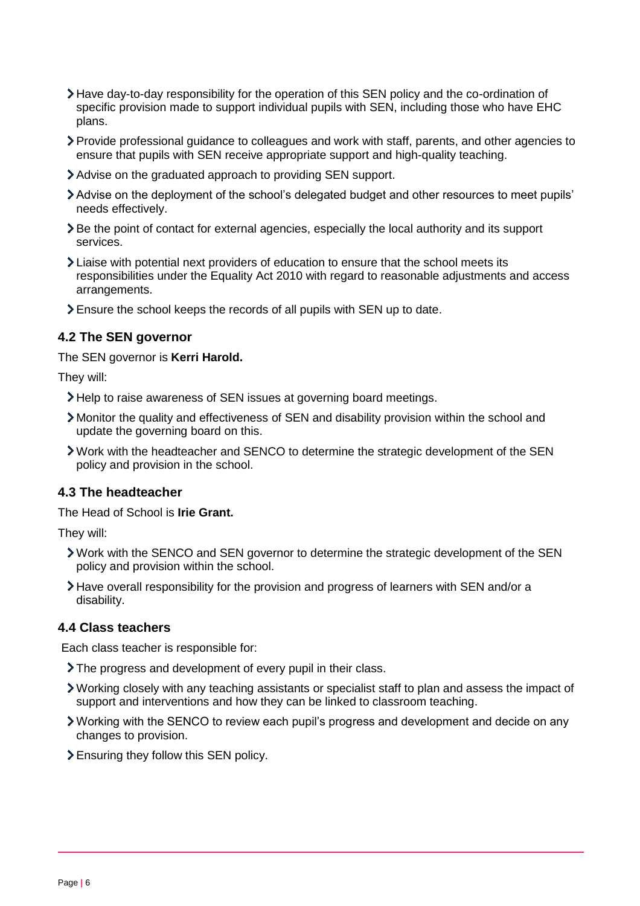- Have day-to-day responsibility for the operation of this SEN policy and the co-ordination of specific provision made to support individual pupils with SEN, including those who have EHC plans.
- Provide professional guidance to colleagues and work with staff, parents, and other agencies to ensure that pupils with SEN receive appropriate support and high-quality teaching.
- Advise on the graduated approach to providing SEN support.
- Advise on the deployment of the school's delegated budget and other resources to meet pupils' needs effectively.
- Be the point of contact for external agencies, especially the local authority and its support services.
- Liaise with potential next providers of education to ensure that the school meets its responsibilities under the Equality Act 2010 with regard to reasonable adjustments and access arrangements.
- Ensure the school keeps the records of all pupils with SEN up to date.

### 4.2 The SEN governor

The SEN governor is **Kerri Harold.**

They will:

- Help to raise awareness of SEN issues at governing board meetings.
- Monitor the quality and effectiveness of SEN and disability provision within the school and update the governing board on this.
- Work with the headteacher and SENCO to determine the strategic development of the SEN policy and provision in the school.

### 4.3 The headteacher

The Head of School is **Irie Grant.**

They will:

- Work with the SENCO and SEN governor to determine the strategic development of the SEN policy and provision within the school.
- Have overall responsibility for the provision and progress of learners with SEN and/or a disability.

### 4.4 Class teachers

Each class teacher is responsible for:

- The progress and development of every pupil in their class.
- Working closely with any teaching assistants or specialist staff to plan and assess the impact of support and interventions and how they can be linked to classroom teaching.
- Working with the SENCO to review each pupil's progress and development and decide on any changes to provision.
- Ensuring they follow this SEN policy.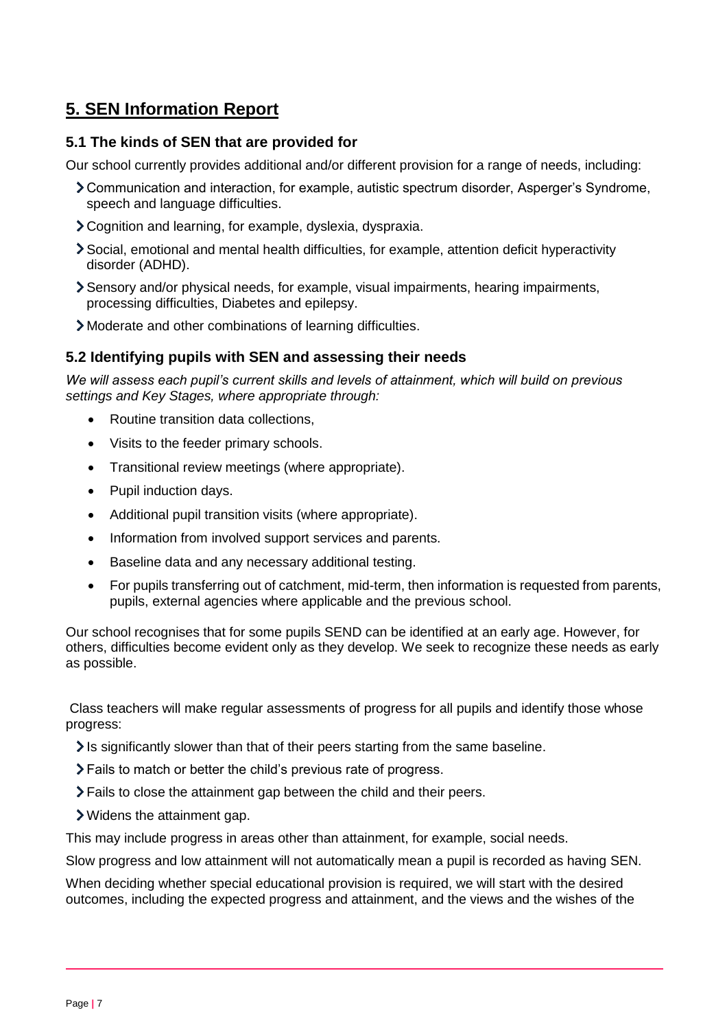## 5. SEN Information Report

### 5.1 The kinds of SEN that are provided for

Our school currently provides additional and/or different provision for a range of needs, including:

- Communication and interaction, for example, autistic spectrum disorder, Asperger's Syndrome, speech and language difficulties.
- Cognition and learning, for example, dyslexia, dyspraxia.
- Social, emotional and mental health difficulties, for example, attention deficit hyperactivity disorder (ADHD).
- Sensory and/or physical needs, for example, visual impairments, hearing impairments, processing difficulties, Diabetes and epilepsy.
- Moderate and other combinations of learning difficulties.

### 5.2 Identifying pupils with SEN and assessing their needs

*We will assess each pupil's current skills and levels of attainment, which will build on previous settings and Key Stages, where appropriate through:*

- Routine transition data collections,
- Visits to the feeder primary schools.
- Transitional review meetings (where appropriate).
- Pupil induction days.
- Additional pupil transition visits (where appropriate).
- Information from involved support services and parents.
- Baseline data and any necessary additional testing.
- For pupils transferring out of catchment, mid-term, then information is requested from parents, pupils, external agencies where applicable and the previous school.

Our school recognises that for some pupils SEND can be identified at an early age. However, for others, difficulties become evident only as they develop. We seek to recognize these needs as early as possible.

Class teachers will make regular assessments of progress for all pupils and identify those whose progress:

- Is significantly slower than that of their peers starting from the same baseline.
- Fails to match or better the child's previous rate of progress.
- Fails to close the attainment gap between the child and their peers.
- Widens the attainment gap.

This may include progress in areas other than attainment, for example, social needs.

Slow progress and low attainment will not automatically mean a pupil is recorded as having SEN.

When deciding whether special educational provision is required, we will start with the desired outcomes, including the expected progress and attainment, and the views and the wishes of the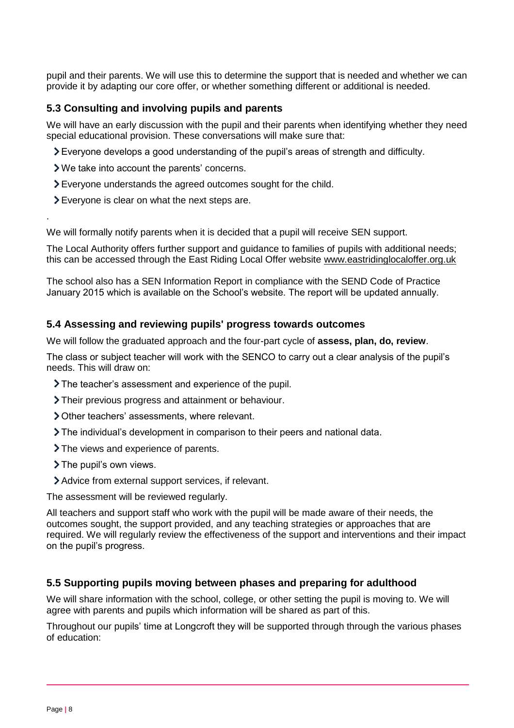pupil and their parents. We will use this to determine the support that is needed and whether we can provide it by adapting our core offer, or whether something different or additional is needed.

### 5.3 Consulting and involving pupils and parents

We will have an early discussion with the pupil and their parents when identifying whether they need special educational provision. These conversations will make sure that:

- Everyone develops a good understanding of the pupil's areas of strength and difficulty.
- We take into account the parents' concerns.
- Everyone understands the agreed outcomes sought for the child.
- Everyone is clear on what the next steps are.

.

We will formally notify parents when it is decided that a pupil will receive SEN support.

The Local Authority offers further support and guidance to families of pupils with additional needs; this can be accessed through the East Riding Local Offer website www.eastridinglocaloffer.org.uk

The school also has a SEN Information Report in compliance with the SEND Code of Practice January 2015 which is available on the School's website. The report will be updated annually.

### 5.4 Assessing and reviewing pupils' progress towards outcomes

We will follow the graduated approach and the four-part cycle of **assess, plan, do, review**.

The class or subject teacher will work with the SENCO to carry out a clear analysis of the pupil's needs. This will draw on:

- The teacher's assessment and experience of the pupil.
- Their previous progress and attainment or behaviour.
- Other teachers' assessments, where relevant.
- The individual's development in comparison to their peers and national data.
- The views and experience of parents.
- The pupil's own views.
- Advice from external support services, if relevant.

The assessment will be reviewed regularly.

All teachers and support staff who work with the pupil will be made aware of their needs, the outcomes sought, the support provided, and any teaching strategies or approaches that are required. We will regularly review the effectiveness of the support and interventions and their impact on the pupil's progress.

### 5.5 Supporting pupils moving between phases and preparing for adulthood

We will share information with the school, college, or other setting the pupil is moving to. We will agree with parents and pupils which information will be shared as part of this.

Throughout our pupils' time at Longcroft they will be supported through through the various phases of education: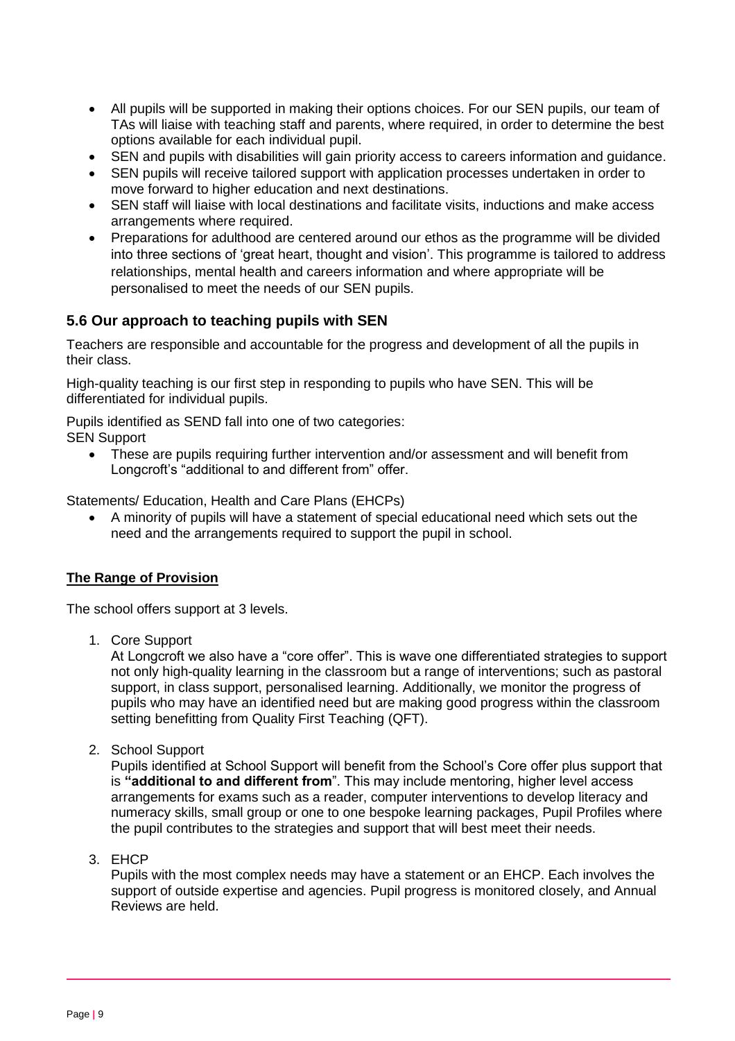- All pupils will be supported in making their options choices. For our SEN pupils, our team of TAs will liaise with teaching staff and parents, where required, in order to determine the best options available for each individual pupil.
- SEN and pupils with disabilities will gain priority access to careers information and guidance.
- SEN pupils will receive tailored support with application processes undertaken in order to move forward to higher education and next destinations.
- SEN staff will liaise with local destinations and facilitate visits, inductions and make access arrangements where required.
- Preparations for adulthood are centered around our ethos as the programme will be divided into three sections of 'great heart, thought and vision'. This programme is tailored to address relationships, mental health and careers information and where appropriate will be personalised to meet the needs of our SEN pupils.

### 5.6 Our approach to teaching pupils with SEN

Teachers are responsible and accountable for the progress and development of all the pupils in their class.

High-quality teaching is our first step in responding to pupils who have SEN. This will be differentiated for individual pupils.

Pupils identified as SEND fall into one of two categories:
SEN Support

- These are pupils requiring further intervention and/or assessment and will benefit from Longcroft's "additional to and different from" offer.

Statements/ Education, Health and Care Plans (EHCPs)

- A minority of pupils will have a statement of special educational need which sets out the need and the arrangements required to support the pupil in school.

**The Range of Provision**

The school offers support at 3 levels.

1. Core Support

   At Longcroft we also have a "core offer". This is wave one differentiated strategies to support not only high-quality learning in the classroom but a range of interventions; such as pastoral support, in class support, personalised learning. Additionally, we monitor the progress of pupils who may have an identified need but are making good progress within the classroom setting benefitting from Quality First Teaching (QFT).

2. School Support

   Pupils identified at School Support will benefit from the School's Core offer plus support that is **"additional to and different from**". This may include mentoring, higher level access arrangements for exams such as a reader, computer interventions to develop literacy and numeracy skills, small group or one to one bespoke learning packages, Pupil Profiles where the pupil contributes to the strategies and support that will best meet their needs.

3. EHCP

   Pupils with the most complex needs may have a statement or an EHCP. Each involves the support of outside expertise and agencies. Pupil progress is monitored closely, and Annual Reviews are held.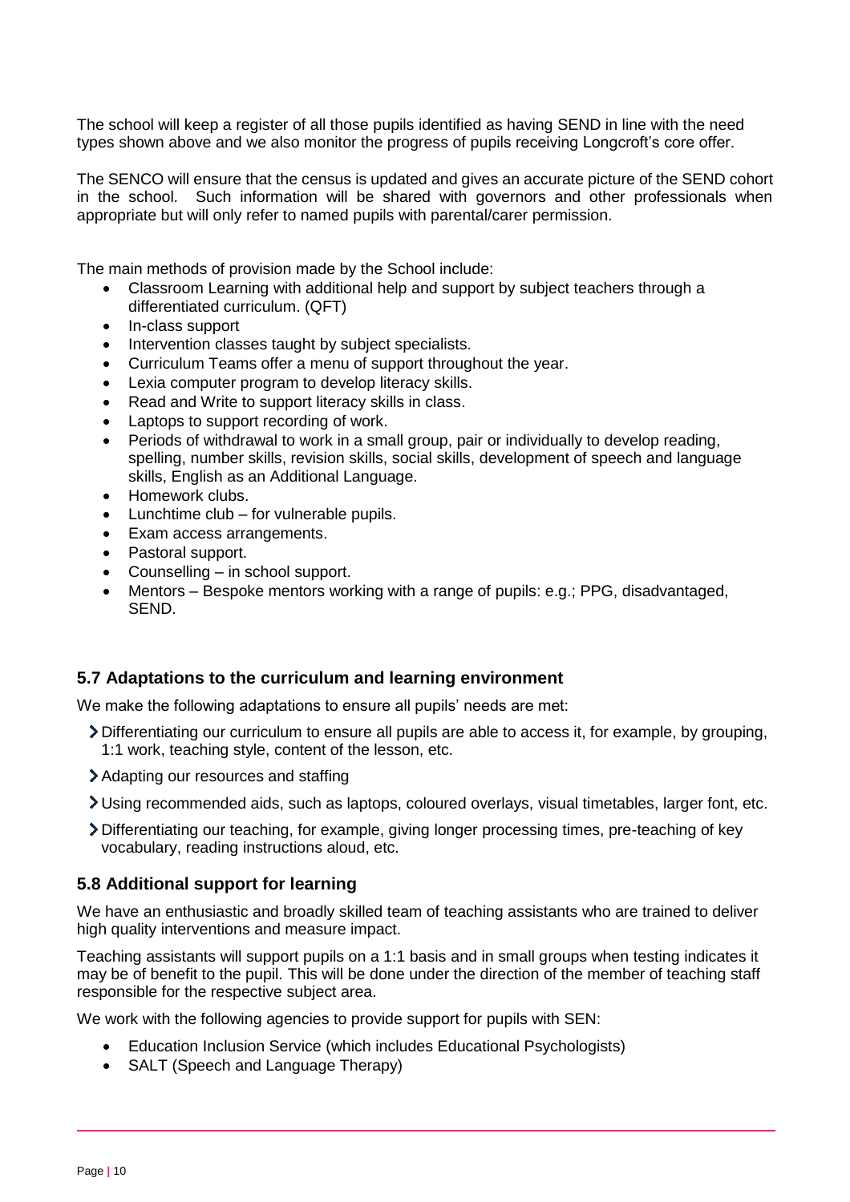The school will keep a register of all those pupils identified as having SEND in line with the need types shown above and we also monitor the progress of pupils receiving Longcroft's core offer.

The SENCO will ensure that the census is updated and gives an accurate picture of the SEND cohort in the school. Such information will be shared with governors and other professionals when appropriate but will only refer to named pupils with parental/carer permission.

The main methods of provision made by the School include:

- Classroom Learning with additional help and support by subject teachers through a differentiated curriculum. (QFT)
- In-class support
- Intervention classes taught by subject specialists.
- Curriculum Teams offer a menu of support throughout the year.
- Lexia computer program to develop literacy skills.
- Read and Write to support literacy skills in class.
- Laptops to support recording of work.
- Periods of withdrawal to work in a small group, pair or individually to develop reading, spelling, number skills, revision skills, social skills, development of speech and language skills, English as an Additional Language.
- Homework clubs.
- Lunchtime club – for vulnerable pupils.
- Exam access arrangements.
- Pastoral support.
- Counselling – in school support.
- Mentors – Bespoke mentors working with a range of pupils: e.g.; PPG, disadvantaged, SEND.

### 5.7 Adaptations to the curriculum and learning environment

We make the following adaptations to ensure all pupils' needs are met:

- Differentiating our curriculum to ensure all pupils are able to access it, for example, by grouping, 1:1 work, teaching style, content of the lesson, etc.
- Adapting our resources and staffing
- Using recommended aids, such as laptops, coloured overlays, visual timetables, larger font, etc.
- Differentiating our teaching, for example, giving longer processing times, pre-teaching of key vocabulary, reading instructions aloud, etc.

### 5.8 Additional support for learning

We have an enthusiastic and broadly skilled team of teaching assistants who are trained to deliver high quality interventions and measure impact.

Teaching assistants will support pupils on a 1:1 basis and in small groups when testing indicates it may be of benefit to the pupil. This will be done under the direction of the member of teaching staff responsible for the respective subject area.

We work with the following agencies to provide support for pupils with SEN:

- Education Inclusion Service (which includes Educational Psychologists)
- SALT (Speech and Language Therapy)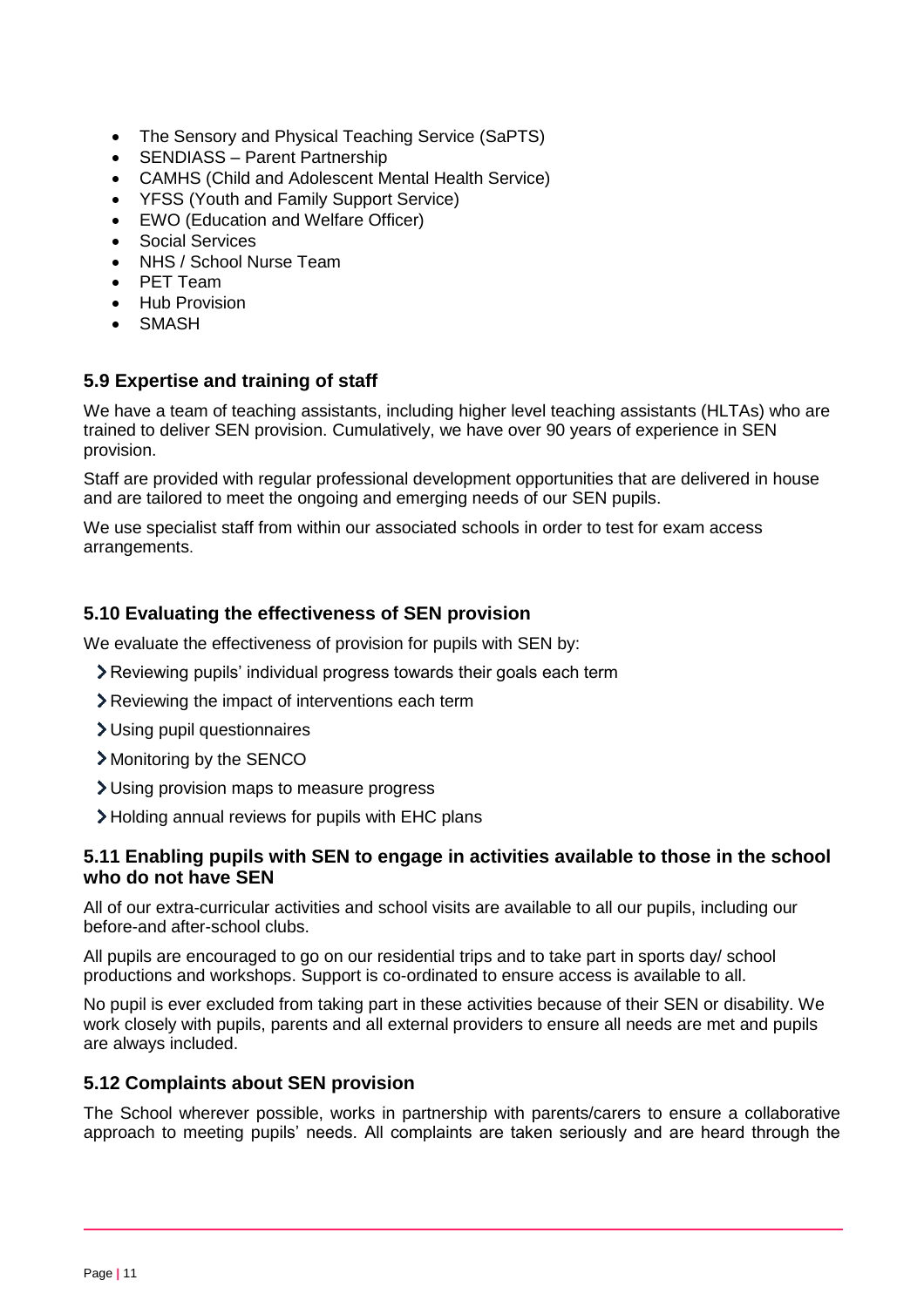- The Sensory and Physical Teaching Service (SaPTS)
- SENDIASS – Parent Partnership
- CAMHS (Child and Adolescent Mental Health Service)
- YFSS (Youth and Family Support Service)
- EWO (Education and Welfare Officer)
- Social Services
- NHS / School Nurse Team
- PET Team
- Hub Provision
- SMASH

### 5.9 Expertise and training of staff

We have a team of teaching assistants, including higher level teaching assistants (HLTAs) who are trained to deliver SEN provision. Cumulatively, we have over 90 years of experience in SEN provision.

Staff are provided with regular professional development opportunities that are delivered in house and are tailored to meet the ongoing and emerging needs of our SEN pupils.

We use specialist staff from within our associated schools in order to test for exam access arrangements.

### 5.10 Evaluating the effectiveness of SEN provision

We evaluate the effectiveness of provision for pupils with SEN by:

- Reviewing pupils' individual progress towards their goals each term
- Reviewing the impact of interventions each term
- Using pupil questionnaires
- Monitoring by the SENCO
- Using provision maps to measure progress
- Holding annual reviews for pupils with EHC plans

### 5.11 Enabling pupils with SEN to engage in activities available to those in the school who do not have SEN

All of our extra-curricular activities and school visits are available to all our pupils, including our before-and after-school clubs.

All pupils are encouraged to go on our residential trips and to take part in sports day/ school productions and workshops. Support is co-ordinated to ensure access is available to all.

No pupil is ever excluded from taking part in these activities because of their SEN or disability. We work closely with pupils, parents and all external providers to ensure all needs are met and pupils are always included.

### 5.12 Complaints about SEN provision

The School wherever possible, works in partnership with parents/carers to ensure a collaborative approach to meeting pupils' needs. All complaints are taken seriously and are heard through the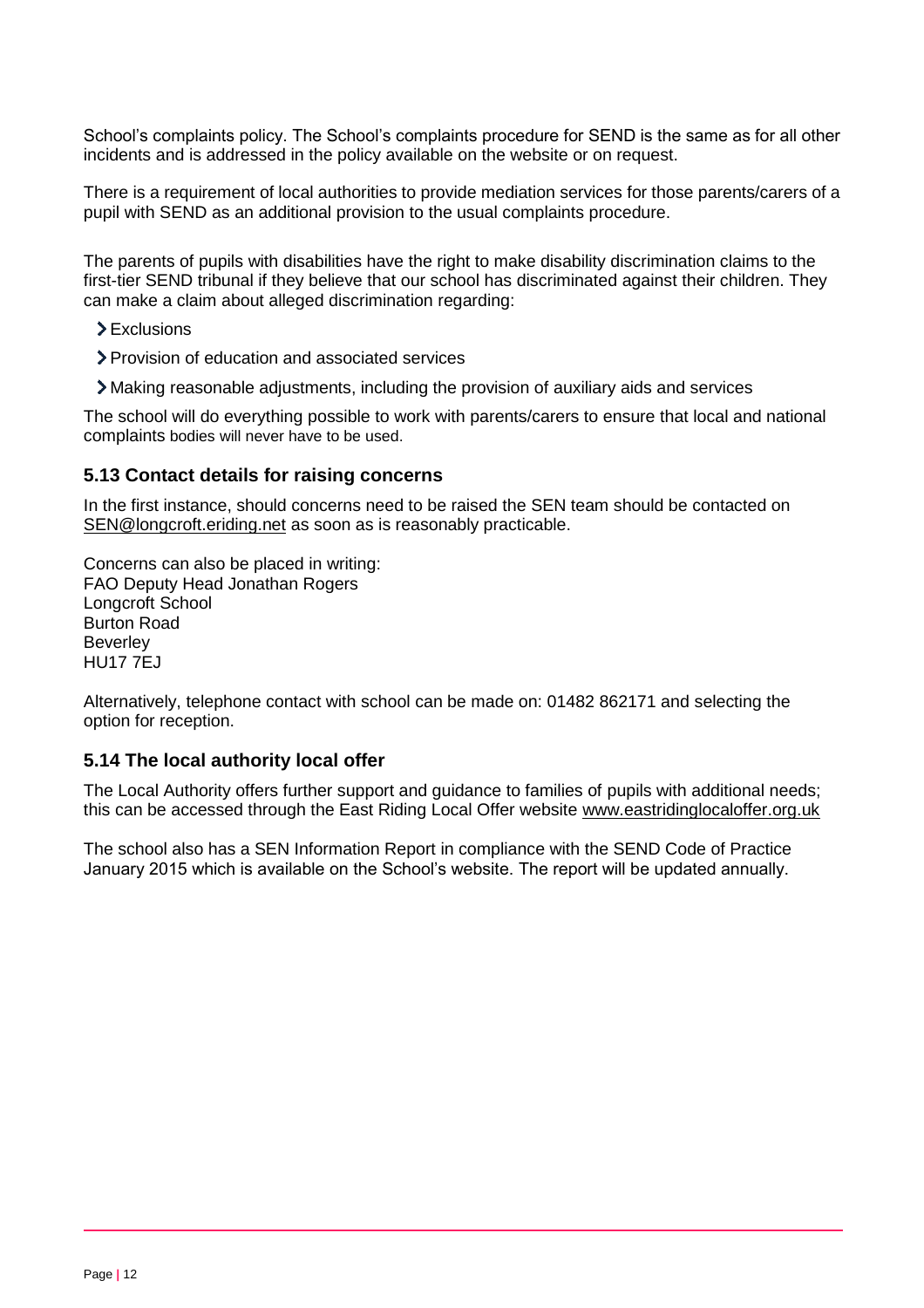School's complaints policy. The School's complaints procedure for SEND is the same as for all other incidents and is addressed in the policy available on the website or on request.

There is a requirement of local authorities to provide mediation services for those parents/carers of a pupil with SEND as an additional provision to the usual complaints procedure.

The parents of pupils with disabilities have the right to make disability discrimination claims to the first-tier SEND tribunal if they believe that our school has discriminated against their children. They can make a claim about alleged discrimination regarding:

- Exclusions
- Provision of education and associated services
- Making reasonable adjustments, including the provision of auxiliary aids and services

The school will do everything possible to work with parents/carers to ensure that local and national complaints bodies will never have to be used.

### 5.13 Contact details for raising concerns

In the first instance, should concerns need to be raised the SEN team should be contacted on SEN@longcroft.eriding.net as soon as is reasonably practicable.

Concerns can also be placed in writing:
FAO Deputy Head Jonathan Rogers
Longcroft School
Burton Road
Beverley
HU17 7EJ

Alternatively, telephone contact with school can be made on: 01482 862171 and selecting the option for reception.

### 5.14 The local authority local offer

The Local Authority offers further support and guidance to families of pupils with additional needs; this can be accessed through the East Riding Local Offer website www.eastridinglocaloffer.org.uk

The school also has a SEN Information Report in compliance with the SEND Code of Practice January 2015 which is available on the School's website. The report will be updated annually.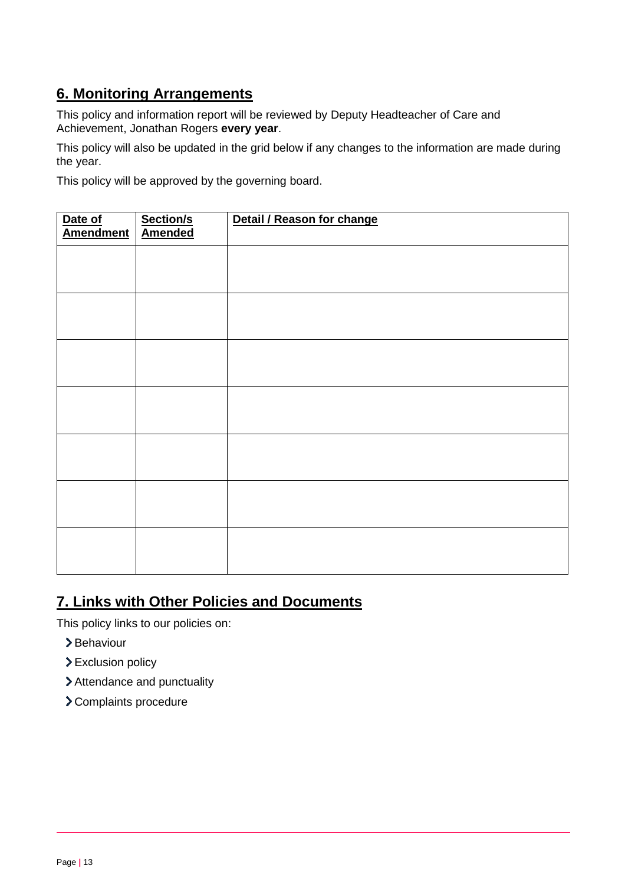## 6. Monitoring Arrangements

This policy and information report will be reviewed by Deputy Headteacher of Care and Achievement, Jonathan Rogers **every year**.

This policy will also be updated in the grid below if any changes to the information are made during the year.

This policy will be approved by the governing board.

| Date of Amendment | Section/s Amended | Detail / Reason for change |
|---|---|---|
| | | |
| | | |
| | | |
| | | |
| | | |
| | | |
| | | |

## 7. Links with Other Policies and Documents

This policy links to our policies on:

- Behaviour
- Exclusion policy
- Attendance and punctuality
- Complaints procedure